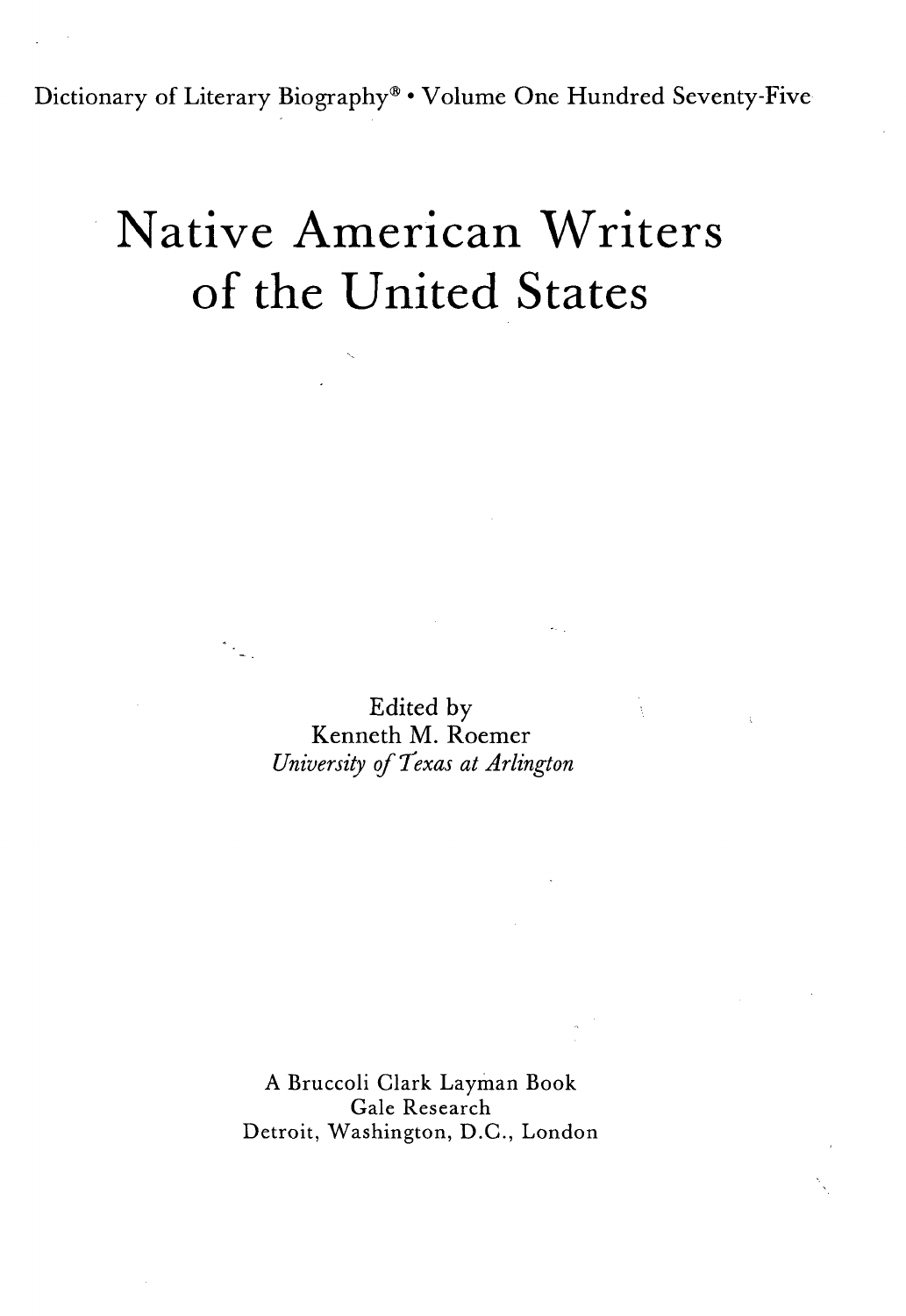Dictionary of Literary Biography® • Volume One Hundred Seventy-Five

# Native American Writers of the United States

Edited by
Kenneth M. Roemer
*University of Texas at Arlington*

A Bruccoli Clark Layman Book
Gale Research
Detroit, Washington, D.C., London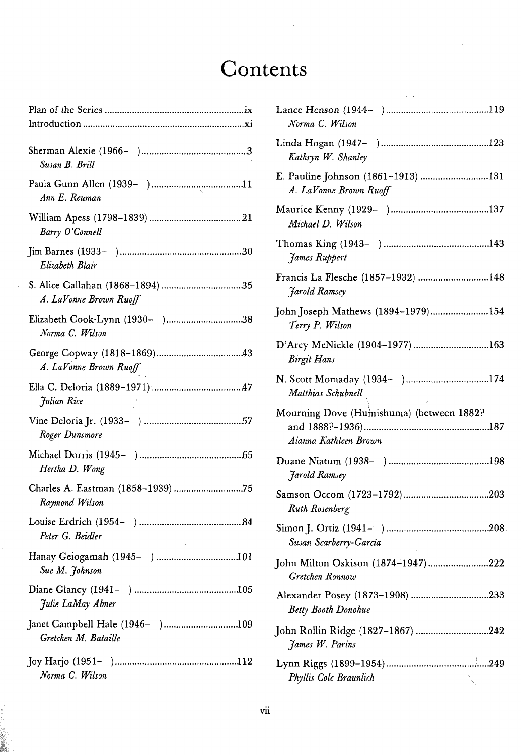# Contents

Plan of the Series ..... ix

Introduction ..... xi

Sherman Alexie (1966– ) ..... 3
*Susan B. Brill*

Paula Gunn Allen (1939– ) ..... 11
*Ann E. Reuman*

William Apess (1798–1839) ..... 21
*Barry O'Connell*

Jim Barnes (1933– ) ..... 30
*Elizabeth Blair*

S. Alice Callahan (1868–1894) ..... 35
*A. LaVonne Brown Ruoff*

Elizabeth Cook-Lynn (1930– ) ..... 38
*Norma C. Wilson*

George Copway (1818–1869) ..... 43
*A. LaVonne Brown Ruoff*

Ella C. Deloria (1889–1971) ..... 47
*Julian Rice*

Vine Deloria Jr. (1933– ) ..... 57
*Roger Dunsmore*

Michael Dorris (1945– ) ..... 65
*Hertha D. Wong*

Charles A. Eastman (1858–1939) ..... 75
*Raymond Wilson*

Louise Erdrich (1954– ) ..... 84
*Peter G. Beidler*

Hanay Geiogamah (1945– ) ..... 101
*Sue M. Johnson*

Diane Glancy (1941– ) ..... 105
*Julie LaMay Abner*

Janet Campbell Hale (1946– ) ..... 109
*Gretchen M. Bataille*

Joy Harjo (1951– ) ..... 112
*Norma C. Wilson*

Lance Henson (1944– ) ..... 119
*Norma C. Wilson*

Linda Hogan (1947– ) ..... 123
*Kathryn W. Shanley*

E. Pauline Johnson (1861–1913) ..... 131
*A. LaVonne Brown Ruoff*

Maurice Kenny (1929– ) ..... 137
*Michael D. Wilson*

Thomas King (1943– ) ..... 143
*James Ruppert*

Francis La Flesche (1857–1932) ..... 148
*Jarold Ramsey*

John Joseph Mathews (1894–1979) ..... 154
*Terry P. Wilson*

D'Arcy McNickle (1904–1977) ..... 163
*Birgit Hans*

N. Scott Momaday (1934– ) ..... 174
*Matthias Schubnell*

Mourning Dove (Humishuma) (between 1882? and 1888?–1936) ..... 187
*Alanna Kathleen Brown*

Duane Niatum (1938– ) ..... 198
*Jarold Ramsey*

Samson Occom (1723–1792) ..... 203
*Ruth Rosenberg*

Simon J. Ortiz (1941– ) ..... 208
*Susan Scarberry-García*

John Milton Oskison (1874–1947) ..... 222
*Gretchen Ronnow*

Alexander Posey (1873–1908) ..... 233
*Betty Booth Donohue*

John Rollin Ridge (1827–1867) ..... 242
*James W. Parins*

Lynn Riggs (1899–1954) ..... 249
*Phyllis Cole Braunlich*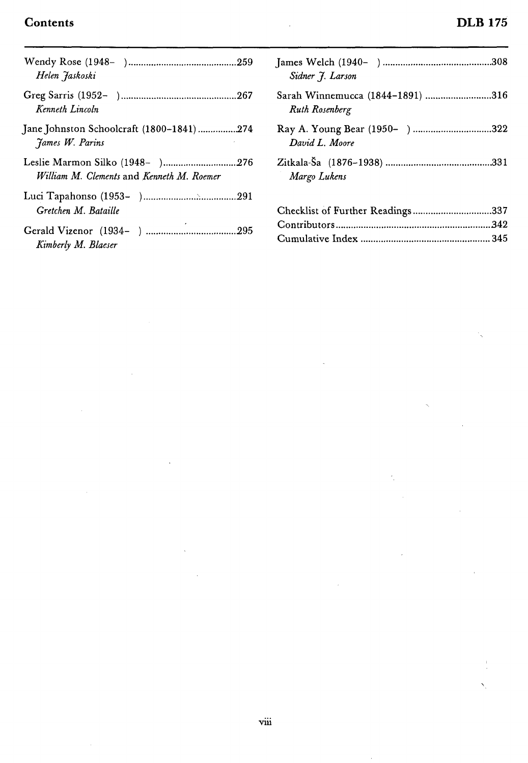Wendy Rose (1948– ) ............................................259
*Helen Jaskoski*

Greg Sarris (1952– ) ............................................267
*Kenneth Lincoln*

Jane Johnston Schoolcraft (1800–1841) ................274
*James W. Parins*

Leslie Marmon Silko (1948– ) ..............................276
*William M. Clements* and *Kenneth M. Roemer*

Luci Tapahonso (1953– ) ......................................291
*Gretchen M. Bataille*

Gerald Vizenor (1934– ) ......................................295
*Kimberly M. Blaeser*

James Welch (1940– ) ............................................308
*Sidner J. Larson*

Sarah Winnemucca (1844–1891) ............................316
*Ruth Rosenberg*

Ray A. Young Bear (1950– ) ................................322
*David L. Moore*

Zitkala-Ša (1876–1938) ..........................................331
*Margo Lukens*

Checklist of Further Readings ................................337

Contributors ..............................................................342

Cumulative Index ......................................................345